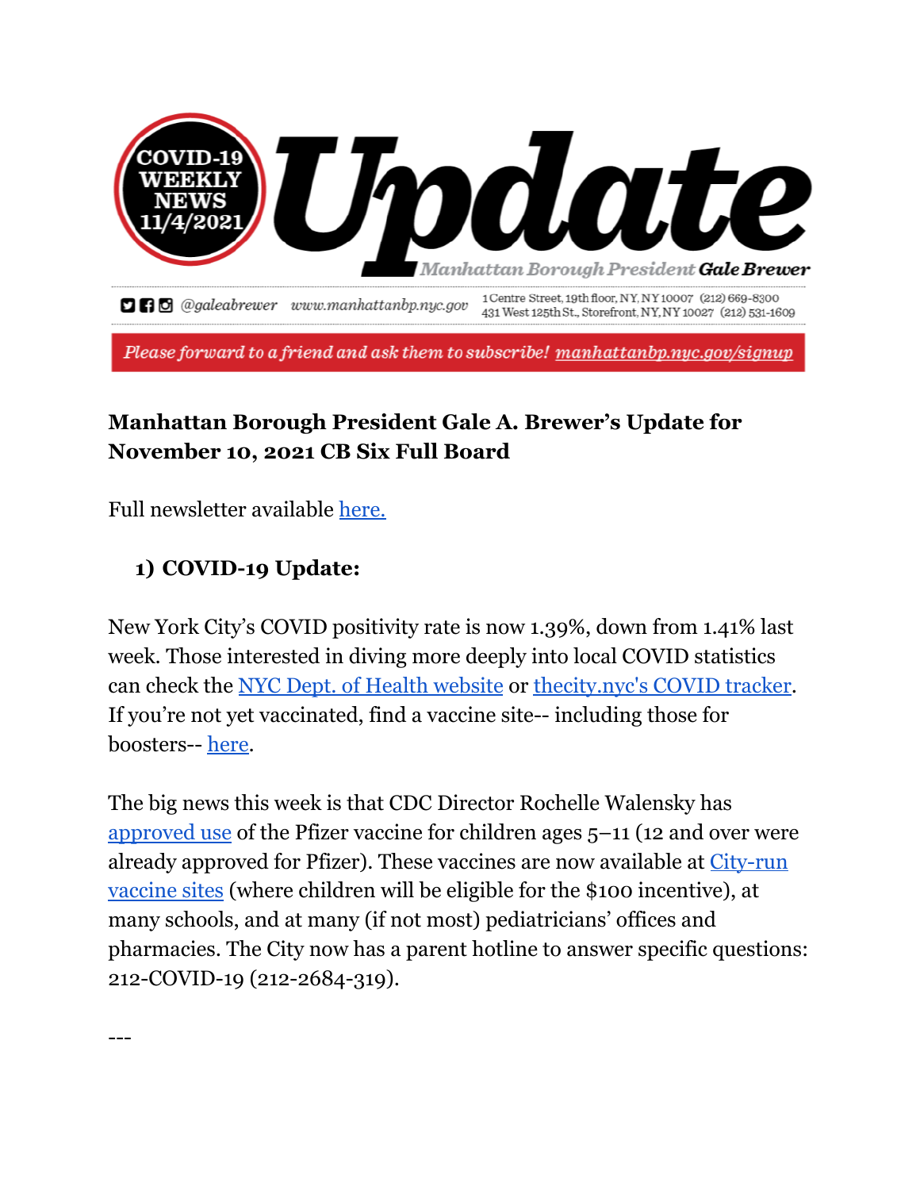COVID-19 WEEKLY NEWS 11/4/2021

# Update

Manhattan Borough President **Gale Brewer**

@galeabrewer www.manhattanbp.nyc.gov 1 Centre Street, 19th floor, NY, NY 10007 (212) 669-8300 431 West 125th St., Storefront, NY, NY 10027 (212) 531-1609

*Please forward to a friend and ask them to subscribe! manhattanbp.nyc.gov/signup*

**Manhattan Borough President Gale A. Brewer's Update for November 10, 2021 CB Six Full Board**

Full newsletter available here.

## 1) COVID-19 Update:

New York City's COVID positivity rate is now 1.39%, down from 1.41% last week. Those interested in diving more deeply into local COVID statistics can check the NYC Dept. of Health website or thecity.nyc's COVID tracker. If you're not yet vaccinated, find a vaccine site-- including those for boosters-- here.

The big news this week is that CDC Director Rochelle Walensky has approved use of the Pfizer vaccine for children ages 5–11 (12 and over were already approved for Pfizer). These vaccines are now available at City-run vaccine sites (where children will be eligible for the $100 incentive), at many schools, and at many (if not most) pediatricians' offices and pharmacies. The City now has a parent hotline to answer specific questions: 212-COVID-19 (212-2684-319).

---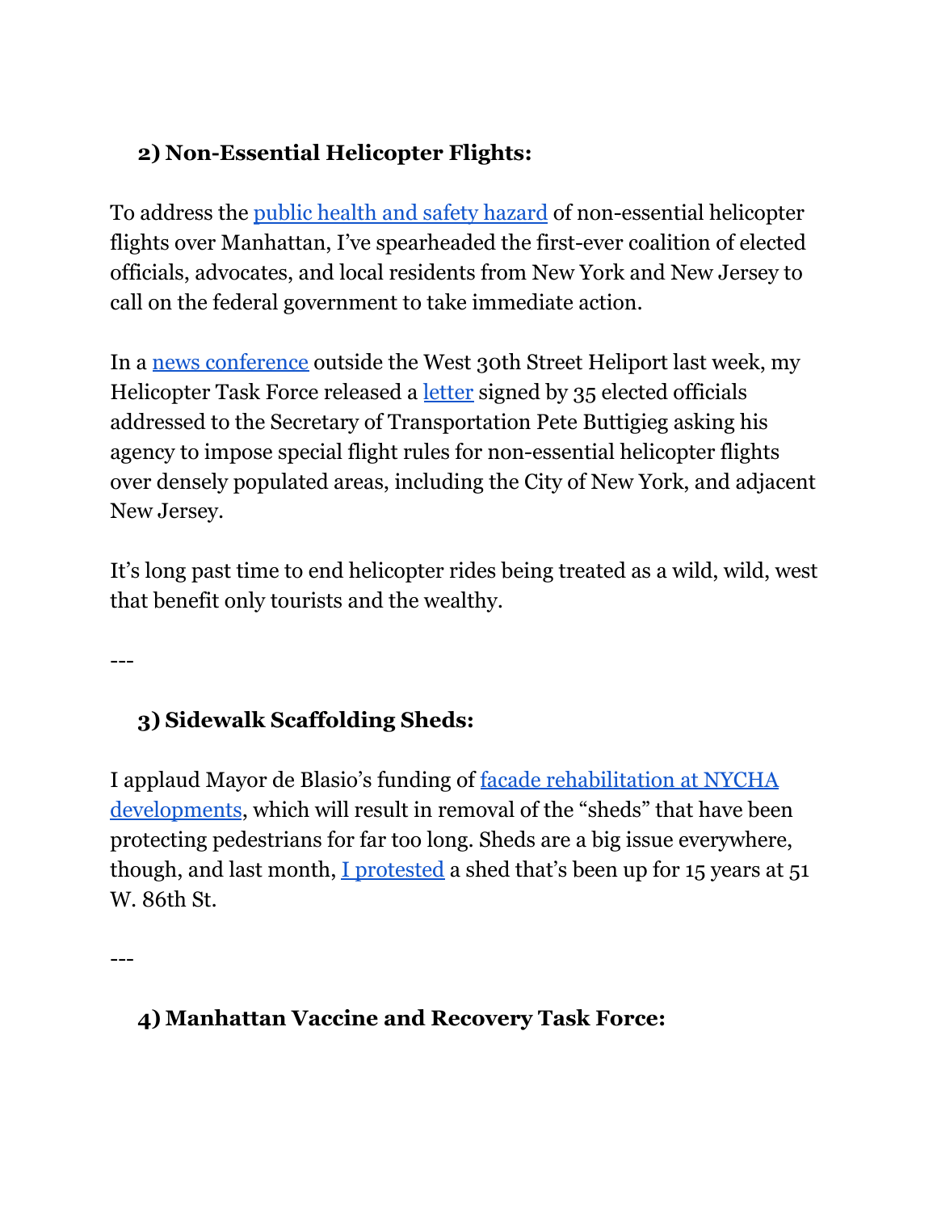### 2) Non-Essential Helicopter Flights:

To address the public health and safety hazard of non-essential helicopter flights over Manhattan, I've spearheaded the first-ever coalition of elected officials, advocates, and local residents from New York and New Jersey to call on the federal government to take immediate action.

In a news conference outside the West 30th Street Heliport last week, my Helicopter Task Force released a letter signed by 35 elected officials addressed to the Secretary of Transportation Pete Buttigieg asking his agency to impose special flight rules for non-essential helicopter flights over densely populated areas, including the City of New York, and adjacent New Jersey.

It's long past time to end helicopter rides being treated as a wild, wild, west that benefit only tourists and the wealthy.

---

### 3) Sidewalk Scaffolding Sheds:

I applaud Mayor de Blasio's funding of facade rehabilitation at NYCHA developments, which will result in removal of the "sheds" that have been protecting pedestrians for far too long. Sheds are a big issue everywhere, though, and last month, I protested a shed that's been up for 15 years at 51 W. 86th St.

---

### 4) Manhattan Vaccine and Recovery Task Force: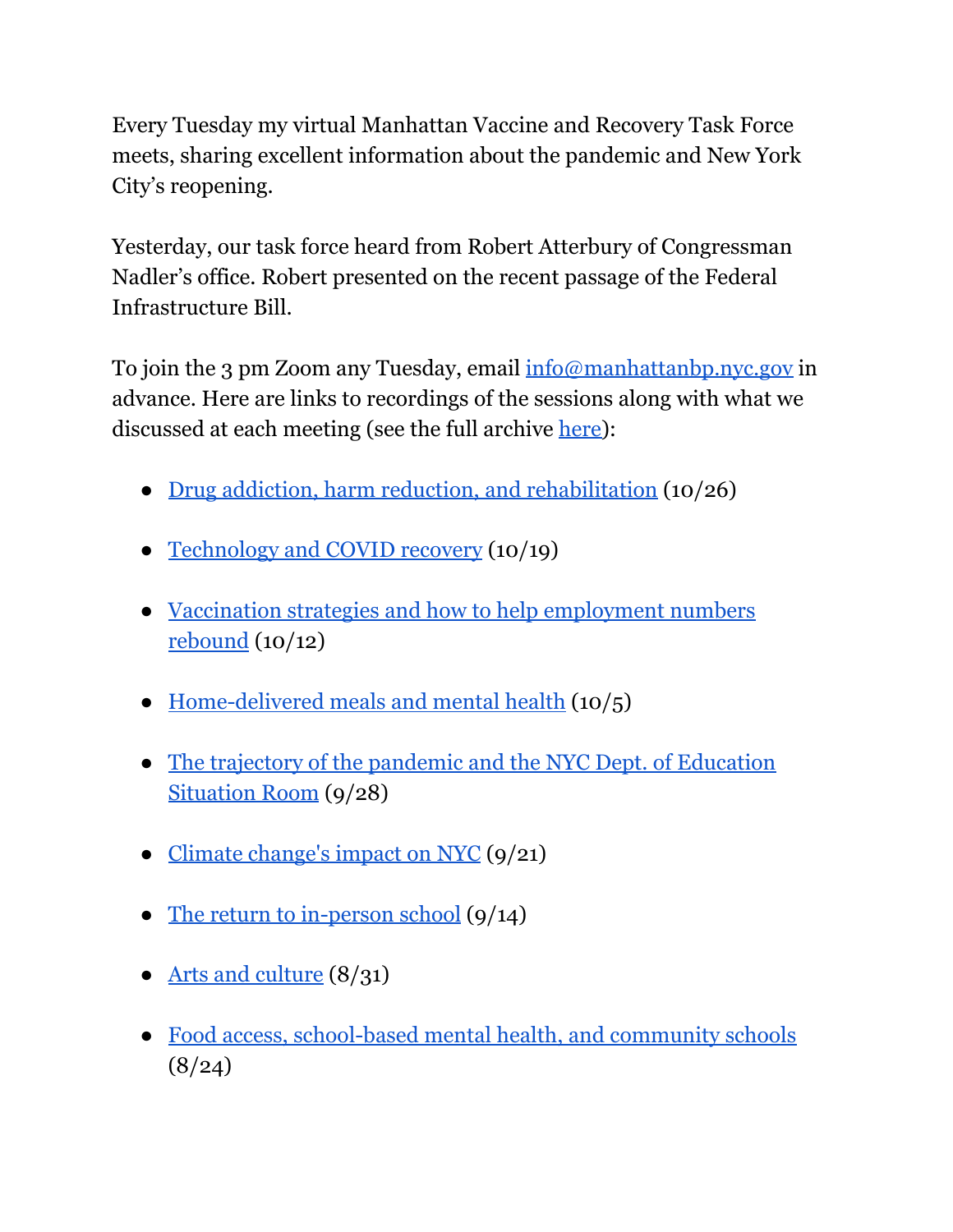Every Tuesday my virtual Manhattan Vaccine and Recovery Task Force meets, sharing excellent information about the pandemic and New York City's reopening.

Yesterday, our task force heard from Robert Atterbury of Congressman Nadler's office. Robert presented on the recent passage of the Federal Infrastructure Bill.

To join the 3 pm Zoom any Tuesday, email info@manhattanbp.nyc.gov in advance. Here are links to recordings of the sessions along with what we discussed at each meeting (see the full archive here):

- Drug addiction, harm reduction, and rehabilitation (10/26)
- Technology and COVID recovery (10/19)
- Vaccination strategies and how to help employment numbers rebound (10/12)
- Home-delivered meals and mental health (10/5)
- The trajectory of the pandemic and the NYC Dept. of Education Situation Room (9/28)
- Climate change's impact on NYC (9/21)
- The return to in-person school (9/14)
- Arts and culture (8/31)
- Food access, school-based mental health, and community schools (8/24)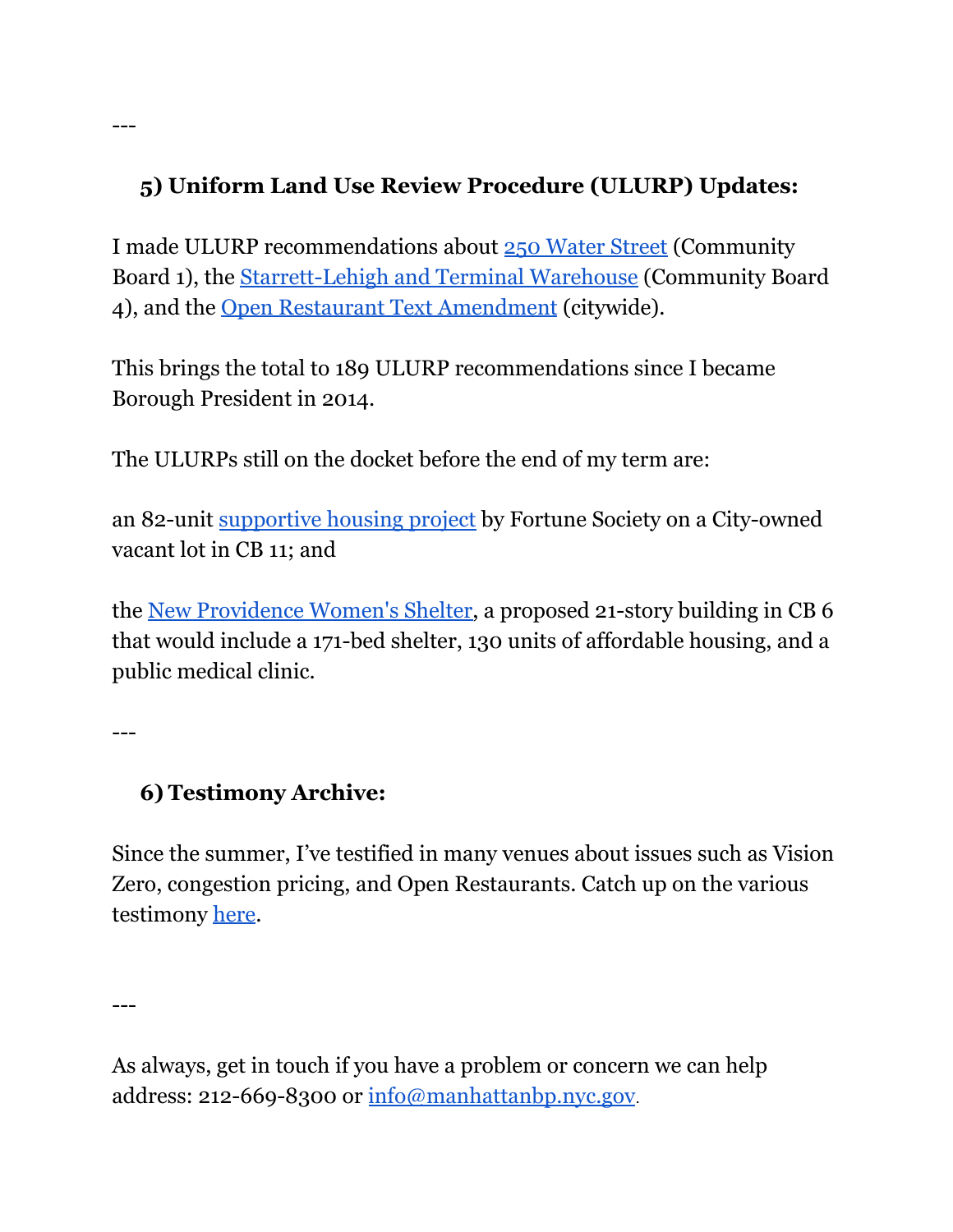---

### 5) Uniform Land Use Review Procedure (ULURP) Updates:

I made ULURP recommendations about 250 Water Street (Community Board 1), the Starrett-Lehigh and Terminal Warehouse (Community Board 4), and the Open Restaurant Text Amendment (citywide).

This brings the total to 189 ULURP recommendations since I became Borough President in 2014.

The ULURPs still on the docket before the end of my term are:

an 82-unit supportive housing project by Fortune Society on a City-owned vacant lot in CB 11; and

the New Providence Women's Shelter, a proposed 21-story building in CB 6 that would include a 171-bed shelter, 130 units of affordable housing, and a public medical clinic.

---

### 6) Testimony Archive:

Since the summer, I've testified in many venues about issues such as Vision Zero, congestion pricing, and Open Restaurants. Catch up on the various testimony here.

---

As always, get in touch if you have a problem or concern we can help address: 212-669-8300 or info@manhattanbp.nyc.gov.